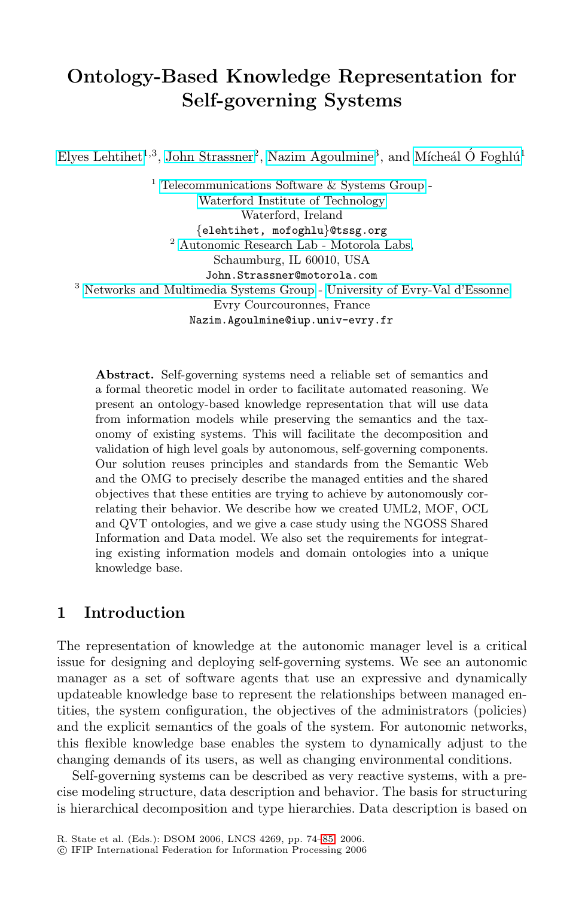# Ontology-Based Knowledge Representation for Self-governing Systems

Elyes Lehtihet[1,3], John Strassner[2], Nazim Agoulmine[3], and Mícheál Ó Foghlú[1]

[1] Telecommunications Software & Systems Group - Waterford Institute of Technology
Waterford, Ireland
{elehtihet, mofoghlu}@tssg.org

[2] Autonomic Research Lab - Motorola Labs,
Schaumburg, IL 60010, USA
John.Strassner@motorola.com

[3] Networks and Multimedia Systems Group - University of Evry-Val d'Essonne
Evry Courcouronnes, France
Nazim.Agoulmine@iup.univ-evry.fr

**Abstract.** Self-governing systems need a reliable set of semantics and a formal theoretic model in order to facilitate automated reasoning. We present an ontology-based knowledge representation that will use data from information models while preserving the semantics and the taxonomy of existing systems. This will facilitate the decomposition and validation of high level goals by autonomous, self-governing components. Our solution reuses principles and standards from the Semantic Web and the OMG to precisely describe the managed entities and the shared objectives that these entities are trying to achieve by autonomously correlating their behavior. We describe how we created UML2, MOF, OCL and QVT ontologies, and we give a case study using the NGOSS Shared Information and Data model. We also set the requirements for integrating existing information models and domain ontologies into a unique knowledge base.

## 1 Introduction

The representation of knowledge at the autonomic manager level is a critical issue for designing and deploying self-governing systems. We see an autonomic manager as a set of software agents that use an expressive and dynamically updateable knowledge base to represent the relationships between managed entities, the system configuration, the objectives of the administrators (policies) and the explicit semantics of the goals of the system. For autonomic networks, this flexible knowledge base enables the system to dynamically adjust to the changing demands of its users, as well as changing environmental conditions.

Self-governing systems can be described as very reactive systems, with a precise modeling structure, data description and behavior. The basis for structuring is hierarchical decomposition and type hierarchies. Data description is based on

R. State et al. (Eds.): DSOM 2006, LNCS 4269, pp. 74–85, 2006.
© IFIP International Federation for Information Processing 2006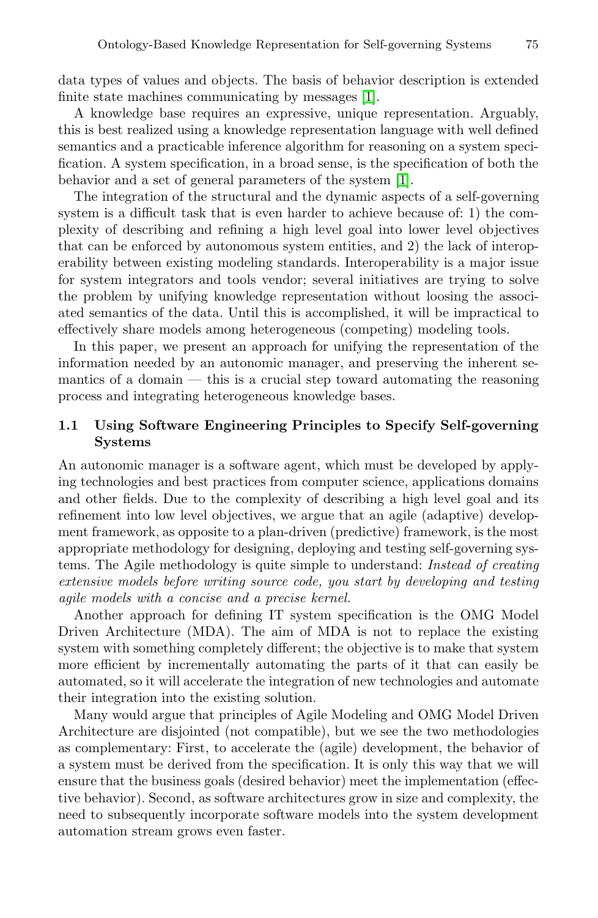data types of values and objects. The basis of behavior description is extended finite state machines communicating by messages [1].

A knowledge base requires an expressive, unique representation. Arguably, this is best realized using a knowledge representation language with well defined semantics and a practicable inference algorithm for reasoning on a system specification. A system specification, in a broad sense, is the specification of both the behavior and a set of general parameters of the system [1].

The integration of the structural and the dynamic aspects of a self-governing system is a difficult task that is even harder to achieve because of: 1) the complexity of describing and refining a high level goal into lower level objectives that can be enforced by autonomous system entities, and 2) the lack of interoperability between existing modeling standards. Interoperability is a major issue for system integrators and tools vendor; several initiatives are trying to solve the problem by unifying knowledge representation without loosing the associated semantics of the data. Until this is accomplished, it will be impractical to effectively share models among heterogeneous (competing) modeling tools.

In this paper, we present an approach for unifying the representation of the information needed by an autonomic manager, and preserving the inherent semantics of a domain — this is a crucial step toward automating the reasoning process and integrating heterogeneous knowledge bases.

### 1.1 Using Software Engineering Principles to Specify Self-governing Systems

An autonomic manager is a software agent, which must be developed by applying technologies and best practices from computer science, applications domains and other fields. Due to the complexity of describing a high level goal and its refinement into low level objectives, we argue that an agile (adaptive) development framework, as opposite to a plan-driven (predictive) framework, is the most appropriate methodology for designing, deploying and testing self-governing systems. The Agile methodology is quite simple to understand: *Instead of creating extensive models before writing source code, you start by developing and testing agile models with a concise and a precise kernel.*

Another approach for defining IT system specification is the OMG Model Driven Architecture (MDA). The aim of MDA is not to replace the existing system with something completely different; the objective is to make that system more efficient by incrementally automating the parts of it that can easily be automated, so it will accelerate the integration of new technologies and automate their integration into the existing solution.

Many would argue that principles of Agile Modeling and OMG Model Driven Architecture are disjointed (not compatible), but we see the two methodologies as complementary: First, to accelerate the (agile) development, the behavior of a system must be derived from the specification. It is only this way that we will ensure that the business goals (desired behavior) meet the implementation (effective behavior). Second, as software architectures grow in size and complexity, the need to subsequently incorporate software models into the system development automation stream grows even faster.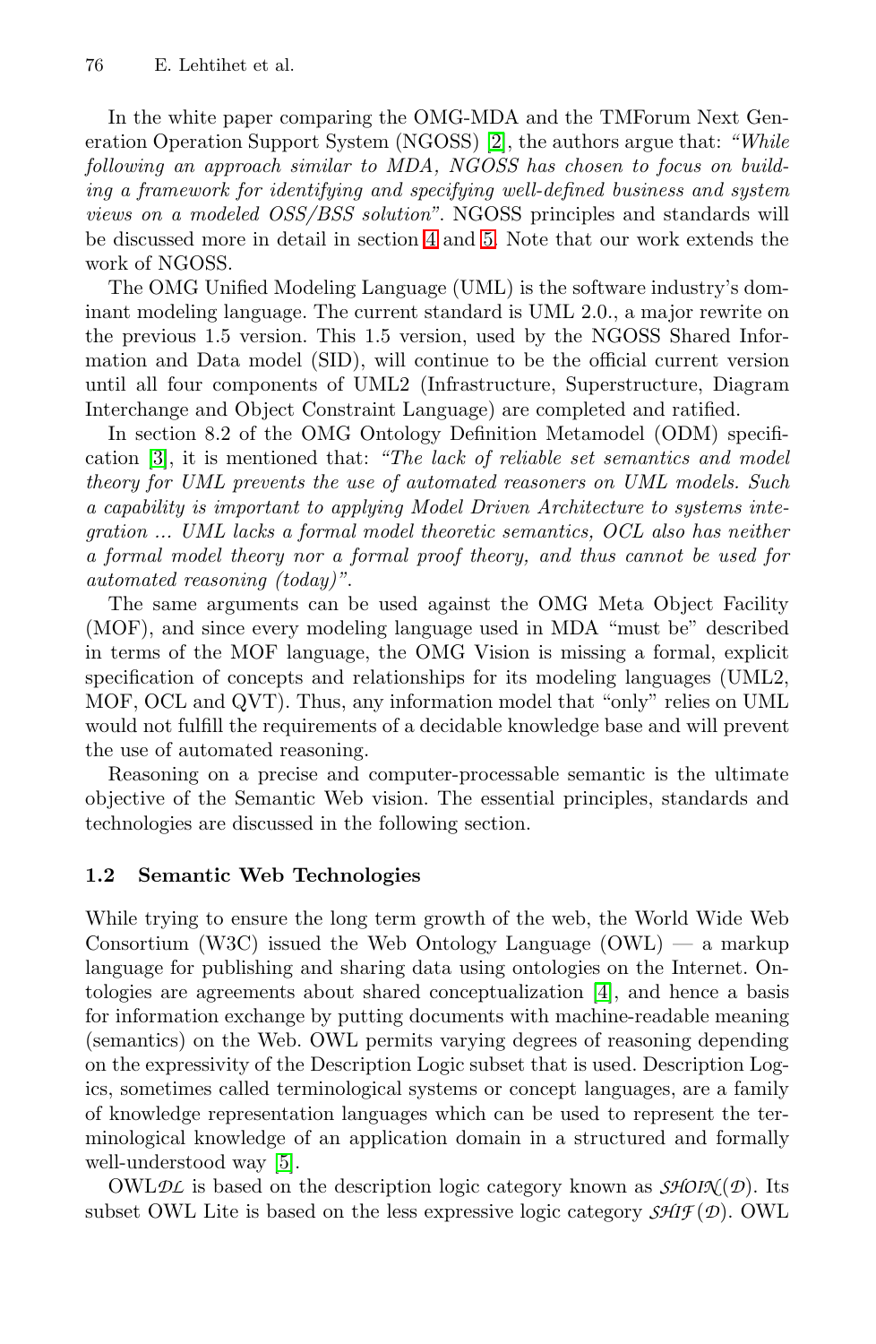In the white paper comparing the OMG-MDA and the TMForum Next Generation Operation Support System (NGOSS) [2], the authors argue that: *"While following an approach similar to MDA, NGOSS has chosen to focus on building a framework for identifying and specifying well-defined business and system views on a modeled OSS/BSS solution"*. NGOSS principles and standards will be discussed more in detail in section 4 and 5. Note that our work extends the work of NGOSS.

The OMG Unified Modeling Language (UML) is the software industry's dominant modeling language. The current standard is UML 2.0., a major rewrite on the previous 1.5 version. This 1.5 version, used by the NGOSS Shared Information and Data model (SID), will continue to be the official current version until all four components of UML2 (Infrastructure, Superstructure, Diagram Interchange and Object Constraint Language) are completed and ratified.

In section 8.2 of the OMG Ontology Definition Metamodel (ODM) specification [3], it is mentioned that: *"The lack of reliable set semantics and model theory for UML prevents the use of automated reasoners on UML models. Such a capability is important to applying Model Driven Architecture to systems integration ... UML lacks a formal model theoretic semantics, OCL also has neither a formal model theory nor a formal proof theory, and thus cannot be used for automated reasoning (today)"*.

The same arguments can be used against the OMG Meta Object Facility (MOF), and since every modeling language used in MDA "must be" described in terms of the MOF language, the OMG Vision is missing a formal, explicit specification of concepts and relationships for its modeling languages (UML2, MOF, OCL and QVT). Thus, any information model that "only" relies on UML would not fulfill the requirements of a decidable knowledge base and will prevent the use of automated reasoning.

Reasoning on a precise and computer-processable semantic is the ultimate objective of the Semantic Web vision. The essential principles, standards and technologies are discussed in the following section.

### 1.2 Semantic Web Technologies

While trying to ensure the long term growth of the web, the World Wide Web Consortium (W3C) issued the Web Ontology Language (OWL) — a markup language for publishing and sharing data using ontologies on the Internet. Ontologies are agreements about shared conceptualization [4], and hence a basis for information exchange by putting documents with machine-readable meaning (semantics) on the Web. OWL permits varying degrees of reasoning depending on the expressivity of the Description Logic subset that is used. Description Logics, sometimes called terminological systems or concept languages, are a family of knowledge representation languages which can be used to represent the terminological knowledge of an application domain in a structured and formally well-understood way [5].

OWL$\mathcal{DL}$ is based on the description logic category known as $\mathcal{SHOIN}(\mathcal{D})$. Its subset OWL Lite is based on the less expressive logic category $\mathcal{SHIF}(\mathcal{D})$. OWL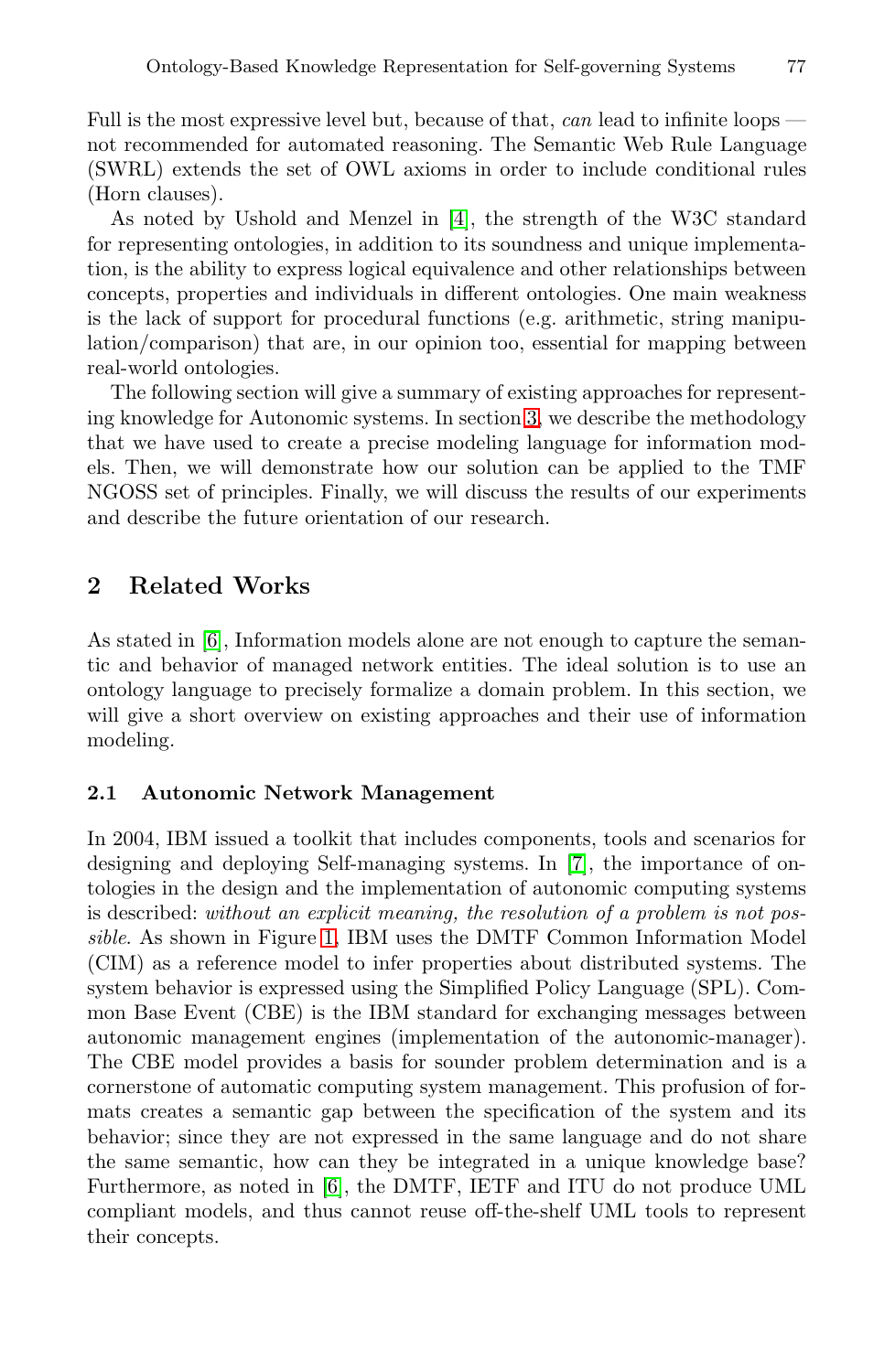Full is the most expressive level but, because of that, *can* lead to infinite loops — not recommended for automated reasoning. The Semantic Web Rule Language (SWRL) extends the set of OWL axioms in order to include conditional rules (Horn clauses).

As noted by Ushold and Menzel in [4], the strength of the W3C standard for representing ontologies, in addition to its soundness and unique implementation, is the ability to express logical equivalence and other relationships between concepts, properties and individuals in different ontologies. One main weakness is the lack of support for procedural functions (e.g. arithmetic, string manipulation/comparison) that are, in our opinion too, essential for mapping between real-world ontologies.

The following section will give a summary of existing approaches for representing knowledge for Autonomic systems. In section 3, we describe the methodology that we have used to create a precise modeling language for information models. Then, we will demonstrate how our solution can be applied to the TMF NGOSS set of principles. Finally, we will discuss the results of our experiments and describe the future orientation of our research.

## 2 Related Works

As stated in [6], Information models alone are not enough to capture the semantic and behavior of managed network entities. The ideal solution is to use an ontology language to precisely formalize a domain problem. In this section, we will give a short overview on existing approaches and their use of information modeling.

### 2.1 Autonomic Network Management

In 2004, IBM issued a toolkit that includes components, tools and scenarios for designing and deploying Self-managing systems. In [7], the importance of ontologies in the design and the implementation of autonomic computing systems is described: *without an explicit meaning, the resolution of a problem is not possible.* As shown in Figure 1, IBM uses the DMTF Common Information Model (CIM) as a reference model to infer properties about distributed systems. The system behavior is expressed using the Simplified Policy Language (SPL). Common Base Event (CBE) is the IBM standard for exchanging messages between autonomic management engines (implementation of the autonomic-manager). The CBE model provides a basis for sounder problem determination and is a cornerstone of automatic computing system management. This profusion of formats creates a semantic gap between the specification of the system and its behavior; since they are not expressed in the same language and do not share the same semantic, how can they be integrated in a unique knowledge base? Furthermore, as noted in [6], the DMTF, IETF and ITU do not produce UML compliant models, and thus cannot reuse off-the-shelf UML tools to represent their concepts.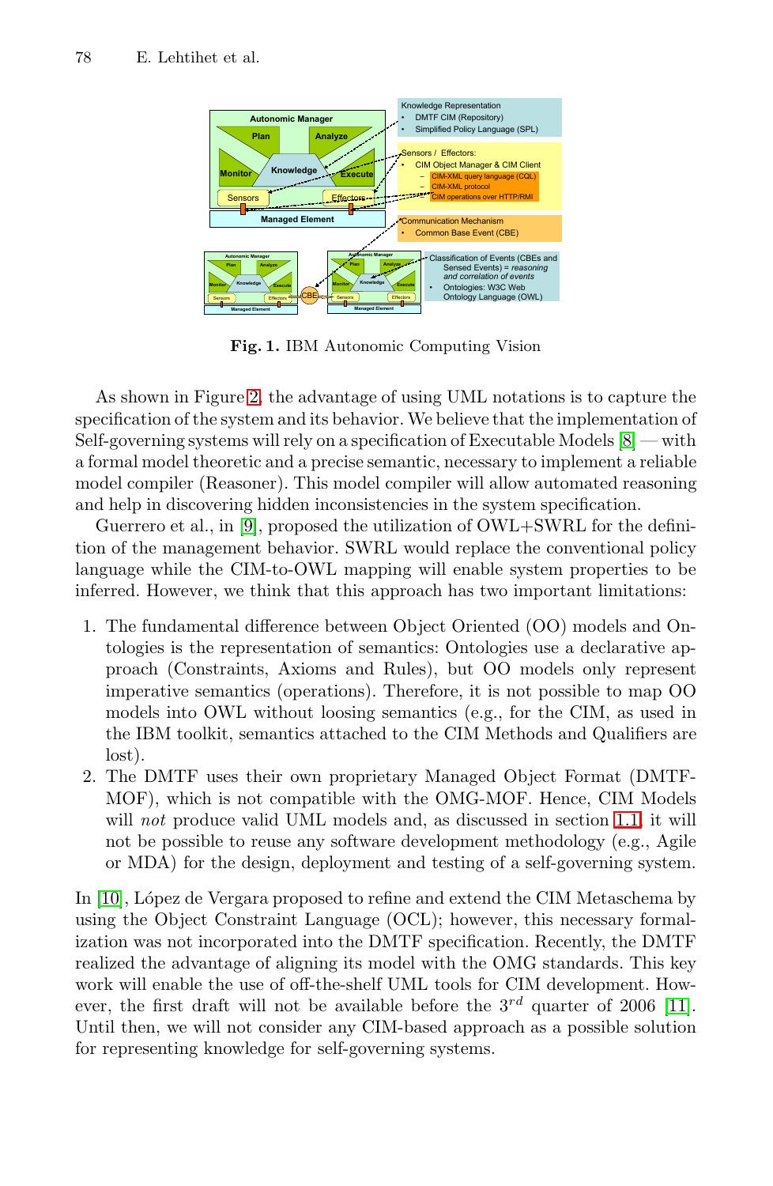**Fig. 1.** IBM Autonomic Computing Vision

As shown in Figure 2, the advantage of using UML notations is to capture the specification of the system and its behavior. We believe that the implementation of Self-governing systems will rely on a specification of Executable Models [8] — with a formal model theoretic and a precise semantic, necessary to implement a reliable model compiler (Reasoner). This model compiler will allow automated reasoning and help in discovering hidden inconsistencies in the system specification.

Guerrero et al., in [9], proposed the utilization of OWL+SWRL for the definition of the management behavior. SWRL would replace the conventional policy language while the CIM-to-OWL mapping will enable system properties to be inferred. However, we think that this approach has two important limitations:

1. The fundamental difference between Object Oriented (OO) models and Ontologies is the representation of semantics: Ontologies use a declarative approach (Constraints, Axioms and Rules), but OO models only represent imperative semantics (operations). Therefore, it is not possible to map OO models into OWL without loosing semantics (e.g., for the CIM, as used in the IBM toolkit, semantics attached to the CIM Methods and Qualifiers are lost).
2. The DMTF uses their own proprietary Managed Object Format (DMTF-MOF), which is not compatible with the OMG-MOF. Hence, CIM Models will *not* produce valid UML models and, as discussed in section 1.1, it will not be possible to reuse any software development methodology (e.g., Agile or MDA) for the design, deployment and testing of a self-governing system.

In [10], López de Vergara proposed to refine and extend the CIM Metaschema by using the Object Constraint Language (OCL); however, this necessary formalization was not incorporated into the DMTF specification. Recently, the DMTF realized the advantage of aligning its model with the OMG standards. This key work will enable the use of off-the-shelf UML tools for CIM development. However, the first draft will not be available before the $3^{rd}$ quarter of 2006 [11]. Until then, we will not consider any CIM-based approach as a possible solution for representing knowledge for self-governing systems.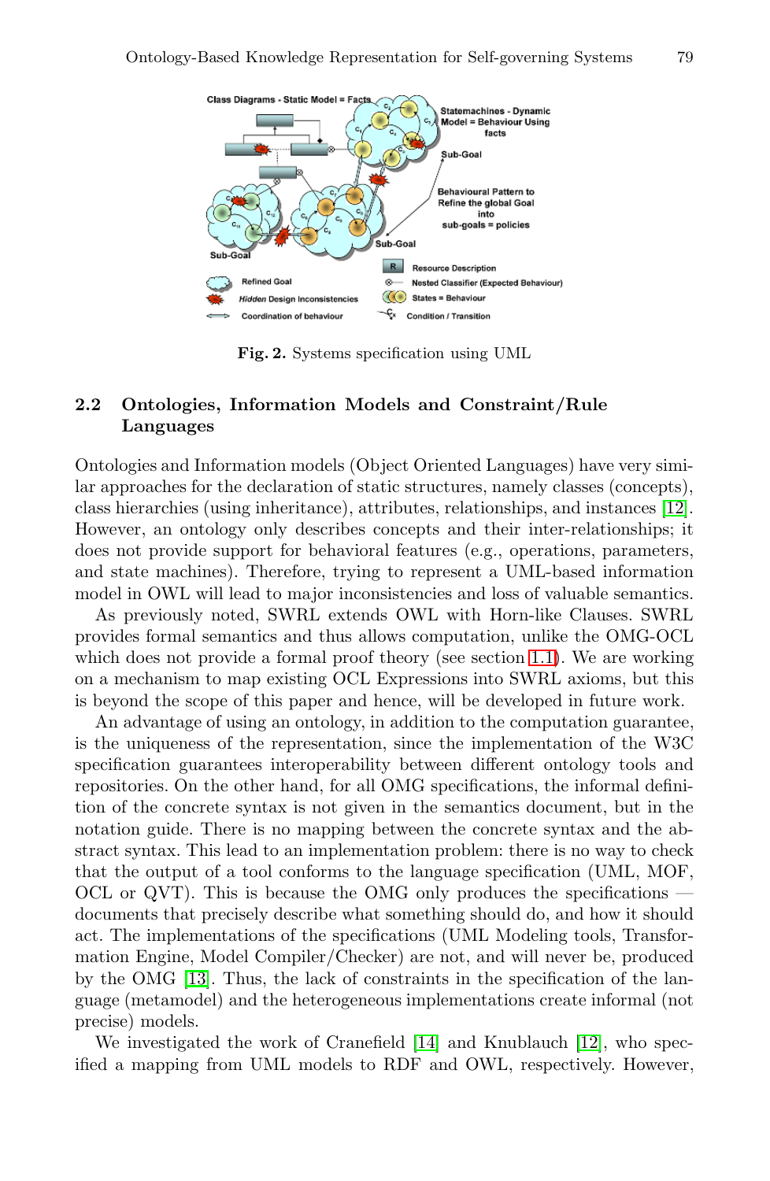Fig. 2. Systems specification using UML

### 2.2 Ontologies, Information Models and Constraint/Rule Languages

Ontologies and Information models (Object Oriented Languages) have very similar approaches for the declaration of static structures, namely classes (concepts), class hierarchies (using inheritance), attributes, relationships, and instances [12]. However, an ontology only describes concepts and their inter-relationships; it does not provide support for behavioral features (e.g., operations, parameters, and state machines). Therefore, trying to represent a UML-based information model in OWL will lead to major inconsistencies and loss of valuable semantics.

As previously noted, SWRL extends OWL with Horn-like Clauses. SWRL provides formal semantics and thus allows computation, unlike the OMG-OCL which does not provide a formal proof theory (see section 1.1). We are working on a mechanism to map existing OCL Expressions into SWRL axioms, but this is beyond the scope of this paper and hence, will be developed in future work.

An advantage of using an ontology, in addition to the computation guarantee, is the uniqueness of the representation, since the implementation of the W3C specification guarantees interoperability between different ontology tools and repositories. On the other hand, for all OMG specifications, the informal definition of the concrete syntax is not given in the semantics document, but in the notation guide. There is no mapping between the concrete syntax and the abstract syntax. This lead to an implementation problem: there is no way to check that the output of a tool conforms to the language specification (UML, MOF, OCL or QVT). This is because the OMG only produces the specifications — documents that precisely describe what something should do, and how it should act. The implementations of the specifications (UML Modeling tools, Transformation Engine, Model Compiler/Checker) are not, and will never be, produced by the OMG [13]. Thus, the lack of constraints in the specification of the language (metamodel) and the heterogeneous implementations create informal (not precise) models.

We investigated the work of Cranefield [14] and Knublauch [12], who specified a mapping from UML models to RDF and OWL, respectively. However,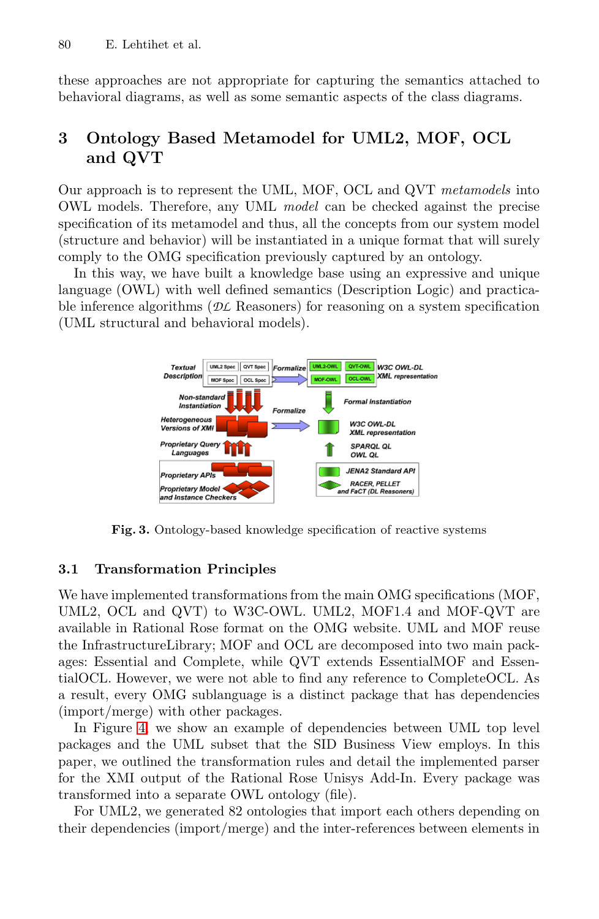these approaches are not appropriate for capturing the semantics attached to behavioral diagrams, as well as some semantic aspects of the class diagrams.

## 3 Ontology Based Metamodel for UML2, MOF, OCL and QVT

Our approach is to represent the UML, MOF, OCL and QVT *metamodels* into OWL models. Therefore, any UML *model* can be checked against the precise specification of its metamodel and thus, all the concepts from our system model (structure and behavior) will be instantiated in a unique format that will surely comply to the OMG specification previously captured by an ontology.

In this way, we have built a knowledge base using an expressive and unique language (OWL) with well defined semantics (Description Logic) and practicable inference algorithms ($\mathcal{DL}$ Reasoners) for reasoning on a system specification (UML structural and behavioral models).

**Fig. 3.** Ontology-based knowledge specification of reactive systems

### 3.1 Transformation Principles

We have implemented transformations from the main OMG specifications (MOF, UML2, OCL and QVT) to W3C-OWL. UML2, MOF1.4 and MOF-QVT are available in Rational Rose format on the OMG website. UML and MOF reuse the InfrastructureLibrary; MOF and OCL are decomposed into two main packages: Essential and Complete, while QVT extends EssentialMOF and EssentialOCL. However, we were not able to find any reference to CompleteOCL. As a result, every OMG sublanguage is a distinct package that has dependencies (import/merge) with other packages.

In Figure 4, we show an example of dependencies between UML top level packages and the UML subset that the SID Business View employs. In this paper, we outlined the transformation rules and detail the implemented parser for the XMI output of the Rational Rose Unisys Add-In. Every package was transformed into a separate OWL ontology (file).

For UML2, we generated 82 ontologies that import each others depending on their dependencies (import/merge) and the inter-references between elements in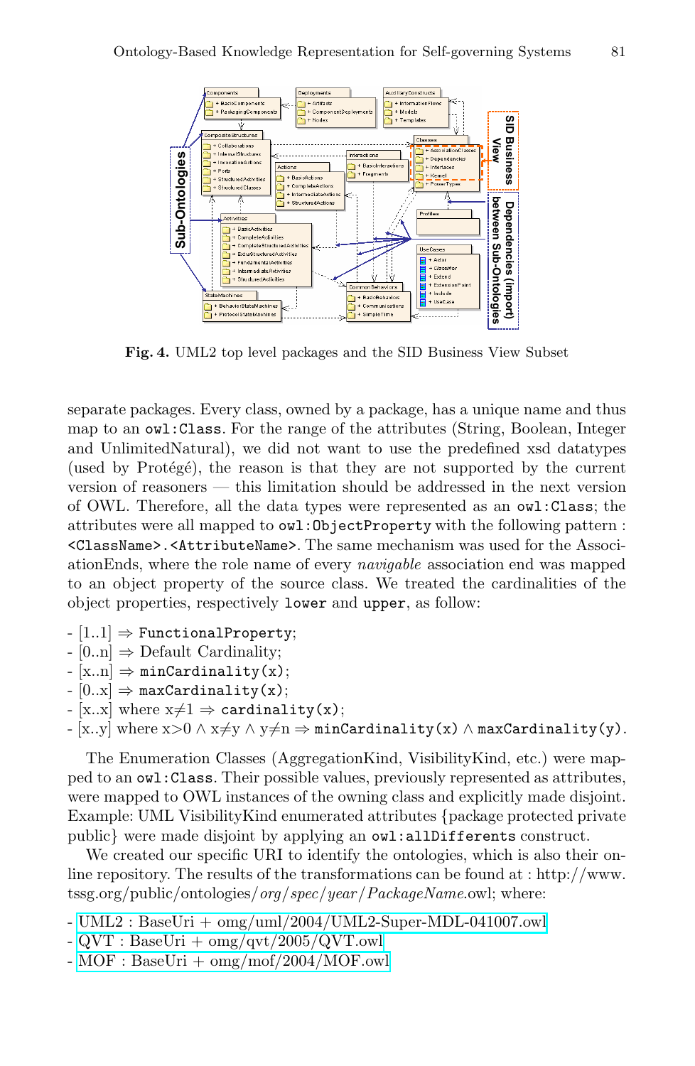**Fig. 4.** UML2 top level packages and the SID Business View Subset

separate packages. Every class, owned by a package, has a unique name and thus map to an `owl:Class`. For the range of the attributes (String, Boolean, Integer and UnlimitedNatural), we did not want to use the predefined xsd datatypes (used by Protégé), the reason is that they are not supported by the current version of reasoners — this limitation should be addressed in the next version of OWL. Therefore, all the data types were represented as an `owl:Class`; the attributes were all mapped to `owl:ObjectProperty` with the following pattern : `<ClassName>.<AttributeName>`. The same mechanism was used for the AssociationEnds, where the role name of every *navigable* association end was mapped to an object property of the source class. We treated the cardinalities of the object properties, respectively `lower` and `upper`, as follow:

- [1..1] ⇒ `FunctionalProperty`;
- [0..n] ⇒ Default Cardinality;
- [x..n] ⇒ `minCardinality(x)`;
- [0..x] ⇒ `maxCardinality(x)`;
- [x..x] where $x \neq 1$ ⇒ `cardinality(x)`;
- [x..y] where $x>0 \wedge x \neq y \wedge y \neq n$ ⇒ `minCardinality(x)` ∧ `maxCardinality(y)`.

The Enumeration Classes (AggregationKind, VisibilityKind, etc.) were mapped to an `owl:Class`. Their possible values, previously represented as attributes, were mapped to OWL instances of the owning class and explicitly made disjoint. Example: UML VisibilityKind enumerated attributes {package protected private public} were made disjoint by applying an `owl:allDifferents` construct.

We created our specific URI to identify the ontologies, which is also their online repository. The results of the transformations can be found at : http://www.tssg.org/public/ontologies/*org*/*spec*/*year*/*PackageName*.owl; where:

- UML2 : BaseUri + omg/uml/2004/UML2-Super-MDL-041007.owl
- QVT : BaseUri + omg/qvt/2005/QVT.owl
- MOF : BaseUri + omg/mof/2004/MOF.owl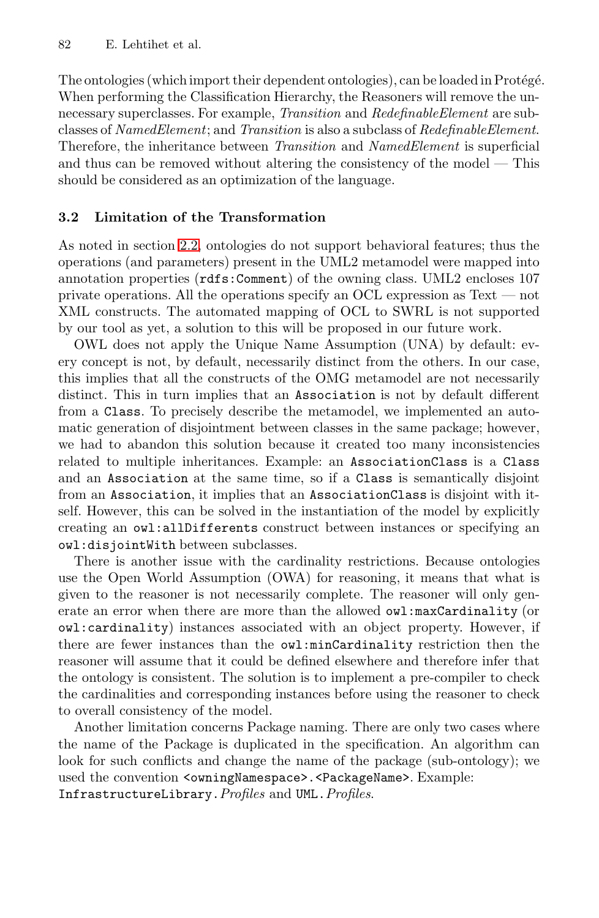The ontologies (which import their dependent ontologies), can be loaded in Protégé. When performing the Classification Hierarchy, the Reasoners will remove the unnecessary superclasses. For example, *Transition* and *RedefinableElement* are subclasses of *NamedElement*; and *Transition* is also a subclass of *RedefinableElement*. Therefore, the inheritance between *Transition* and *NamedElement* is superficial and thus can be removed without altering the consistency of the model — This should be considered as an optimization of the language.

### 3.2 Limitation of the Transformation

As noted in section 2.2, ontologies do not support behavioral features; thus the operations (and parameters) present in the UML2 metamodel were mapped into annotation properties (`rdfs:Comment`) of the owning class. UML2 encloses 107 private operations. All the operations specify an OCL expression as Text — not XML constructs. The automated mapping of OCL to SWRL is not supported by our tool as yet, a solution to this will be proposed in our future work.

OWL does not apply the Unique Name Assumption (UNA) by default: every concept is not, by default, necessarily distinct from the others. In our case, this implies that all the constructs of the OMG metamodel are not necessarily distinct. This in turn implies that an `Association` is not by default different from a `Class`. To precisely describe the metamodel, we implemented an automatic generation of disjointment between classes in the same package; however, we had to abandon this solution because it created too many inconsistencies related to multiple inheritances. Example: an `AssociationClass` is a `Class` and an `Association` at the same time, so if a `Class` is semantically disjoint from an `Association`, it implies that an `AssociationClass` is disjoint with itself. However, this can be solved in the instantiation of the model by explicitly creating an `owl:allDifferents` construct between instances or specifying an `owl:disjointWith` between subclasses.

There is another issue with the cardinality restrictions. Because ontologies use the Open World Assumption (OWA) for reasoning, it means that what is given to the reasoner is not necessarily complete. The reasoner will only generate an error when there are more than the allowed `owl:maxCardinality` (or `owl:cardinality`) instances associated with an object property. However, if there are fewer instances than the `owl:minCardinality` restriction then the reasoner will assume that it could be defined elsewhere and therefore infer that the ontology is consistent. The solution is to implement a pre-compiler to check the cardinalities and corresponding instances before using the reasoner to check to overall consistency of the model.

Another limitation concerns Package naming. There are only two cases where the name of the Package is duplicated in the specification. An algorithm can look for such conflicts and change the name of the package (sub-ontology); we used the convention `<owningNamespace>.<PackageName>`. Example: `InfrastructureLibrary.`*Profiles* and `UML.`*Profiles*.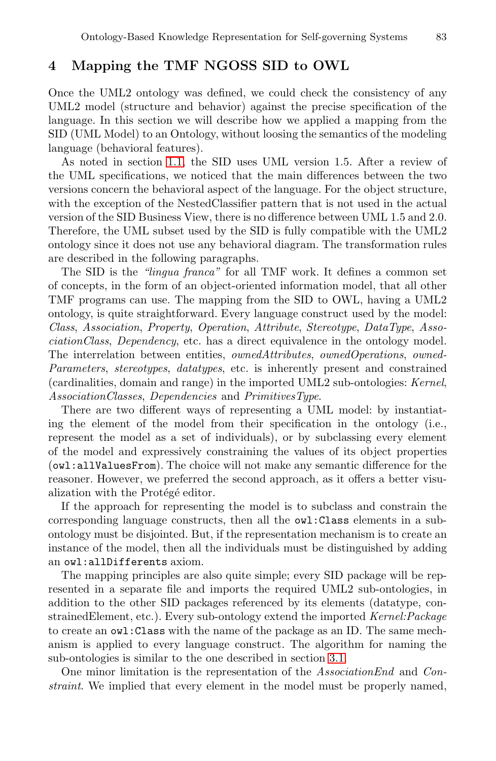## 4 Mapping the TMF NGOSS SID to OWL

Once the UML2 ontology was defined, we could check the consistency of any UML2 model (structure and behavior) against the precise specification of the language. In this section we will describe how we applied a mapping from the SID (UML Model) to an Ontology, without loosing the semantics of the modeling language (behavioral features).

As noted in section 1.1, the SID uses UML version 1.5. After a review of the UML specifications, we noticed that the main differences between the two versions concern the behavioral aspect of the language. For the object structure, with the exception of the NestedClassifier pattern that is not used in the actual version of the SID Business View, there is no difference between UML 1.5 and 2.0. Therefore, the UML subset used by the SID is fully compatible with the UML2 ontology since it does not use any behavioral diagram. The transformation rules are described in the following paragraphs.

The SID is the *"lingua franca"* for all TMF work. It defines a common set of concepts, in the form of an object-oriented information model, that all other TMF programs can use. The mapping from the SID to OWL, having a UML2 ontology, is quite straightforward. Every language construct used by the model: *Class*, *Association*, *Property*, *Operation*, *Attribute*, *Stereotype*, *DataType*, *AssociationClass*, *Dependency*, etc. has a direct equivalence in the ontology model. The interrelation between entities, *ownedAttributes*, *ownedOperations*, *ownedParameters*, *stereotypes*, *datatypes*, etc. is inherently present and constrained (cardinalities, domain and range) in the imported UML2 sub-ontologies: *Kernel*, *AssociationClasses*, *Dependencies* and *PrimitivesType*.

There are two different ways of representing a UML model: by instantiating the element of the model from their specification in the ontology (i.e., represent the model as a set of individuals), or by subclassing every element of the model and expressively constraining the values of its object properties (`owl:allValuesFrom`). The choice will not make any semantic difference for the reasoner. However, we preferred the second approach, as it offers a better visualization with the Protégé editor.

If the approach for representing the model is to subclass and constrain the corresponding language constructs, then all the `owl:Class` elements in a sub-ontology must be disjointed. But, if the representation mechanism is to create an instance of the model, then all the individuals must be distinguished by adding an `owl:allDifferents` axiom.

The mapping principles are also quite simple; every SID package will be represented in a separate file and imports the required UML2 sub-ontologies, in addition to the other SID packages referenced by its elements (datatype, constrainedElement, etc.). Every sub-ontology extend the imported *Kernel:Package* to create an `owl:Class` with the name of the package as an ID. The same mechanism is applied to every language construct. The algorithm for naming the sub-ontologies is similar to the one described in section 3.1.

One minor limitation is the representation of the *AssociationEnd* and *Constraint*. We implied that every element in the model must be properly named,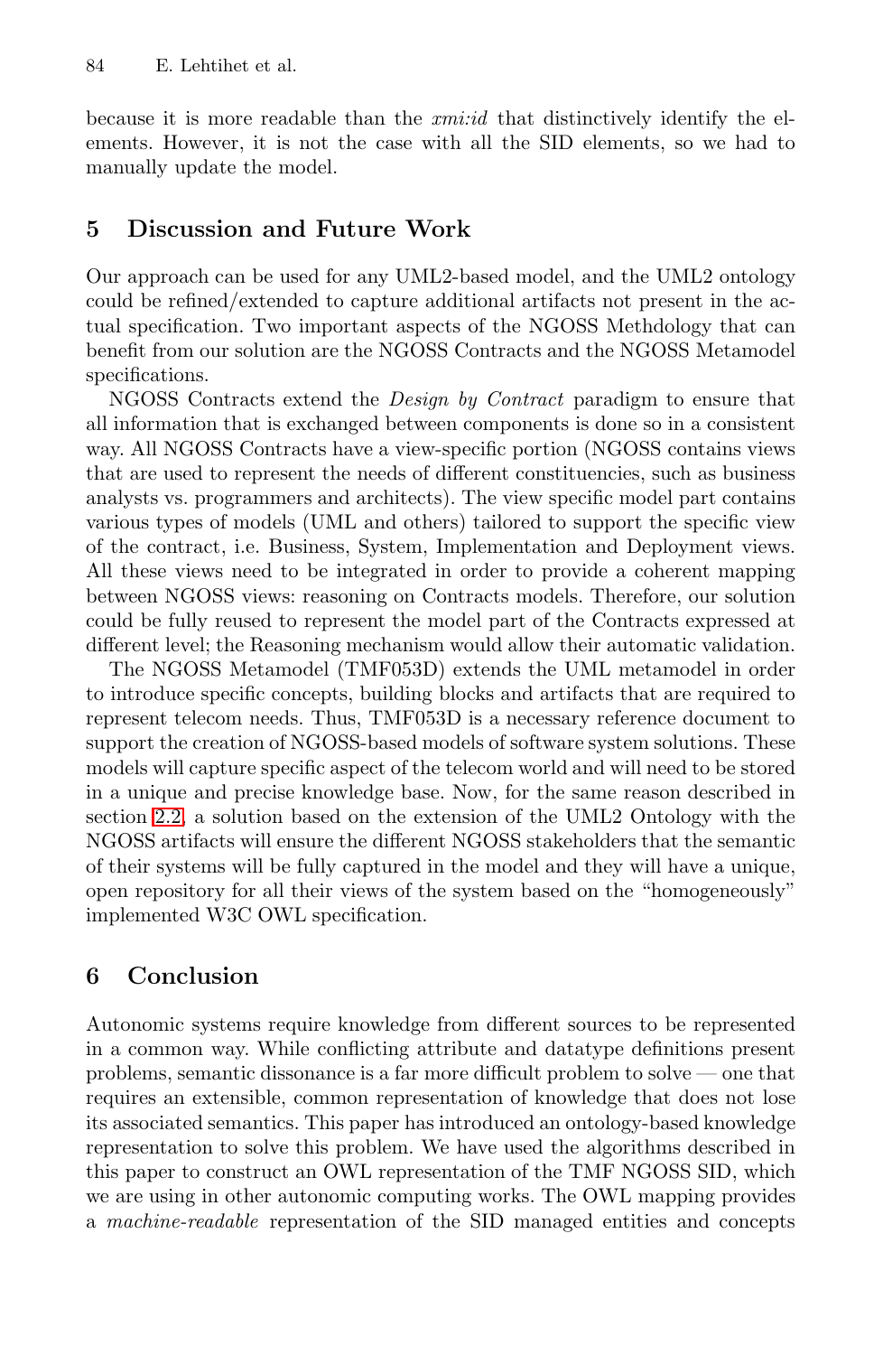because it is more readable than the *xmi:id* that distinctively identify the elements. However, it is not the case with all the SID elements, so we had to manually update the model.

## 5 Discussion and Future Work

Our approach can be used for any UML2-based model, and the UML2 ontology could be refined/extended to capture additional artifacts not present in the actual specification. Two important aspects of the NGOSS Methdology that can benefit from our solution are the NGOSS Contracts and the NGOSS Metamodel specifications.

NGOSS Contracts extend the *Design by Contract* paradigm to ensure that all information that is exchanged between components is done so in a consistent way. All NGOSS Contracts have a view-specific portion (NGOSS contains views that are used to represent the needs of different constituencies, such as business analysts vs. programmers and architects). The view specific model part contains various types of models (UML and others) tailored to support the specific view of the contract, i.e. Business, System, Implementation and Deployment views. All these views need to be integrated in order to provide a coherent mapping between NGOSS views: reasoning on Contracts models. Therefore, our solution could be fully reused to represent the model part of the Contracts expressed at different level; the Reasoning mechanism would allow their automatic validation.

The NGOSS Metamodel (TMF053D) extends the UML metamodel in order to introduce specific concepts, building blocks and artifacts that are required to represent telecom needs. Thus, TMF053D is a necessary reference document to support the creation of NGOSS-based models of software system solutions. These models will capture specific aspect of the telecom world and will need to be stored in a unique and precise knowledge base. Now, for the same reason described in section 2.2, a solution based on the extension of the UML2 Ontology with the NGOSS artifacts will ensure the different NGOSS stakeholders that the semantic of their systems will be fully captured in the model and they will have a unique, open repository for all their views of the system based on the "homogeneously" implemented W3C OWL specification.

## 6 Conclusion

Autonomic systems require knowledge from different sources to be represented in a common way. While conflicting attribute and datatype definitions present problems, semantic dissonance is a far more difficult problem to solve — one that requires an extensible, common representation of knowledge that does not lose its associated semantics. This paper has introduced an ontology-based knowledge representation to solve this problem. We have used the algorithms described in this paper to construct an OWL representation of the TMF NGOSS SID, which we are using in other autonomic computing works. The OWL mapping provides a *machine-readable* representation of the SID managed entities and concepts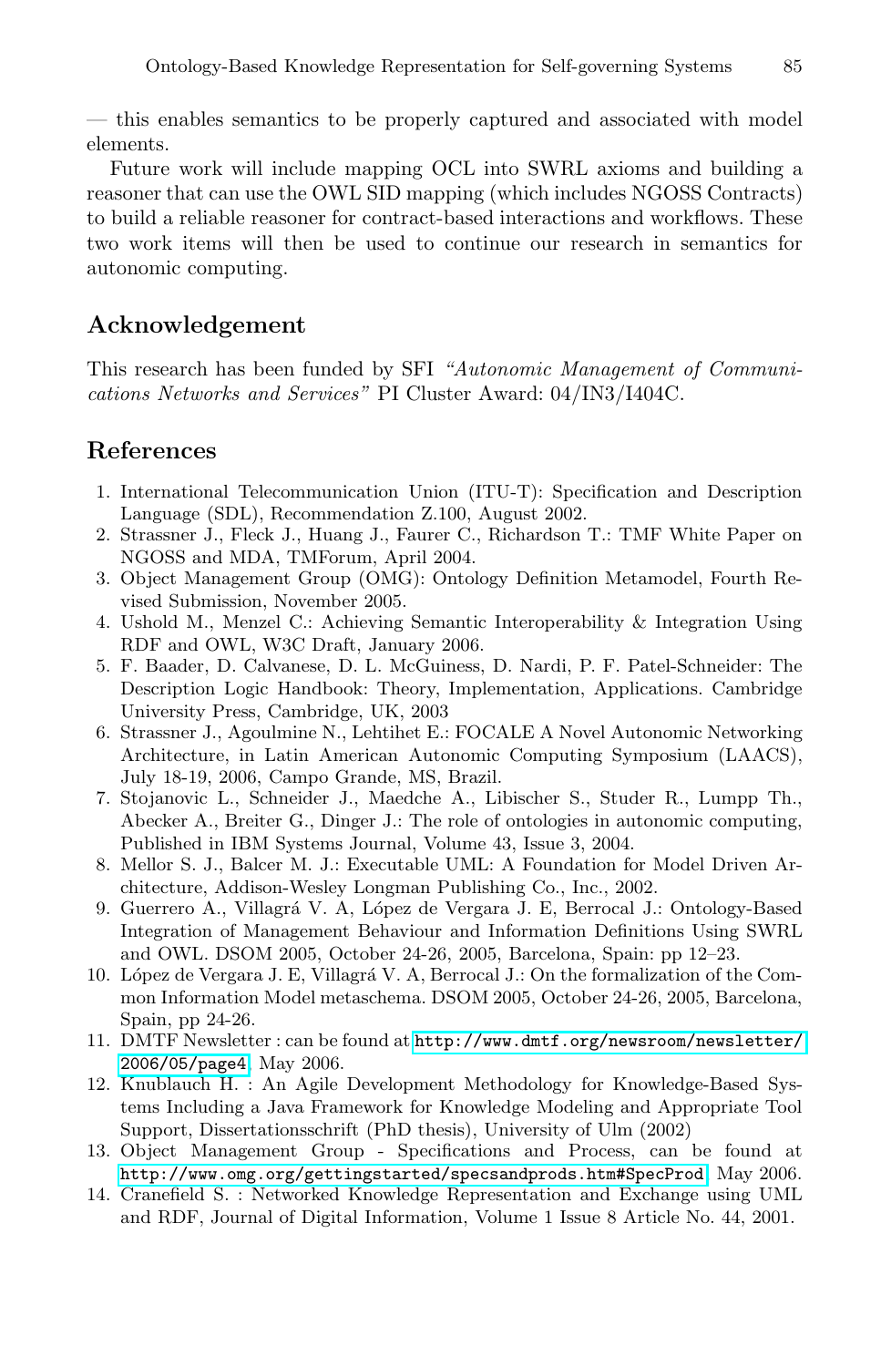— this enables semantics to be properly captured and associated with model elements.

Future work will include mapping OCL into SWRL axioms and building a reasoner that can use the OWL SID mapping (which includes NGOSS Contracts) to build a reliable reasoner for contract-based interactions and workflows. These two work items will then be used to continue our research in semantics for autonomic computing.

## Acknowledgement

This research has been funded by SFI *"Autonomic Management of Communications Networks and Services"* PI Cluster Award: 04/IN3/I404C.

## References

1. International Telecommunication Union (ITU-T): Specification and Description Language (SDL), Recommendation Z.100, August 2002.
2. Strassner J., Fleck J., Huang J., Faurer C., Richardson T.: TMF White Paper on NGOSS and MDA, TMForum, April 2004.
3. Object Management Group (OMG): Ontology Definition Metamodel, Fourth Revised Submission, November 2005.
4. Ushold M., Menzel C.: Achieving Semantic Interoperability & Integration Using RDF and OWL, W3C Draft, January 2006.
5. F. Baader, D. Calvanese, D. L. McGuiness, D. Nardi, P. F. Patel-Schneider: The Description Logic Handbook: Theory, Implementation, Applications. Cambridge University Press, Cambridge, UK, 2003
6. Strassner J., Agoulmine N., Lehtihet E.: FOCALE A Novel Autonomic Networking Architecture, in Latin American Autonomic Computing Symposium (LAACS), July 18-19, 2006, Campo Grande, MS, Brazil.
7. Stojanovic L., Schneider J., Maedche A., Libischer S., Studer R., Lumpp Th., Abecker A., Breiter G., Dinger J.: The role of ontologies in autonomic computing, Published in IBM Systems Journal, Volume 43, Issue 3, 2004.
8. Mellor S. J., Balcer M. J.: Executable UML: A Foundation for Model Driven Architecture, Addison-Wesley Longman Publishing Co., Inc., 2002.
9. Guerrero A., Villagrá V. A, López de Vergara J. E, Berrocal J.: Ontology-Based Integration of Management Behaviour and Information Definitions Using SWRL and OWL. DSOM 2005, October 24-26, 2005, Barcelona, Spain: pp 12–23.
10. López de Vergara J. E, Villagrá V. A, Berrocal J.: On the formalization of the Common Information Model metaschema. DSOM 2005, October 24-26, 2005, Barcelona, Spain, pp 24-26.
11. DMTF Newsletter : can be found at http://www.dmtf.org/newsroom/newsletter/2006/05/page4, May 2006.
12. Knublauch H. : An Agile Development Methodology for Knowledge-Based Systems Including a Java Framework for Knowledge Modeling and Appropriate Tool Support, Dissertationsschrift (PhD thesis), University of Ulm (2002)
13. Object Management Group - Specifications and Process, can be found at http://www.omg.org/gettingstarted/specsandprods.htm#SpecProd, May 2006.
14. Cranefield S. : Networked Knowledge Representation and Exchange using UML and RDF, Journal of Digital Information, Volume 1 Issue 8 Article No. 44, 2001.